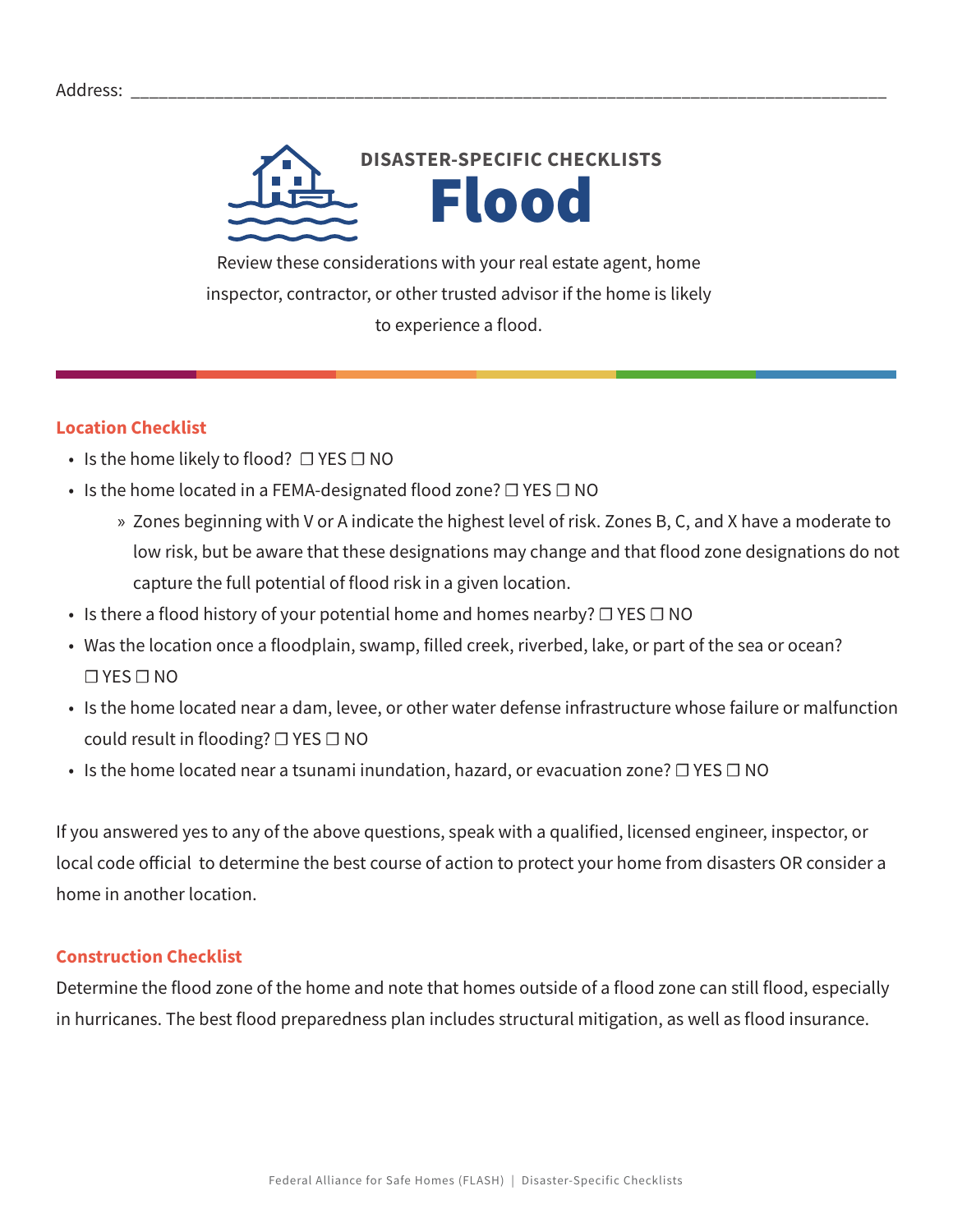Address: ________________________________________________________________________________

DISASTER-SPECIFIC CHECKLISTS

# Flood

Review these considerations with your real estate agent, home inspector, contractor, or other trusted advisor if the home is likely to experience a flood.

## Location Checklist

- Is the home likely to flood? ☐ YES ☐ NO
- Is the home located in a FEMA-designated flood zone? ☐ YES ☐ NO
  - » Zones beginning with V or A indicate the highest level of risk. Zones B, C, and X have a moderate to low risk, but be aware that these designations may change and that flood zone designations do not capture the full potential of flood risk in a given location.
- Is there a flood history of your potential home and homes nearby? ☐ YES ☐ NO
- Was the location once a floodplain, swamp, filled creek, riverbed, lake, or part of the sea or ocean? ☐ YES ☐ NO
- Is the home located near a dam, levee, or other water defense infrastructure whose failure or malfunction could result in flooding? ☐ YES ☐ NO
- Is the home located near a tsunami inundation, hazard, or evacuation zone? ☐ YES ☐ NO

If you answered yes to any of the above questions, speak with a qualified, licensed engineer, inspector, or local code official to determine the best course of action to protect your home from disasters OR consider a home in another location.

## Construction Checklist

Determine the flood zone of the home and note that homes outside of a flood zone can still flood, especially in hurricanes. The best flood preparedness plan includes structural mitigation, as well as flood insurance.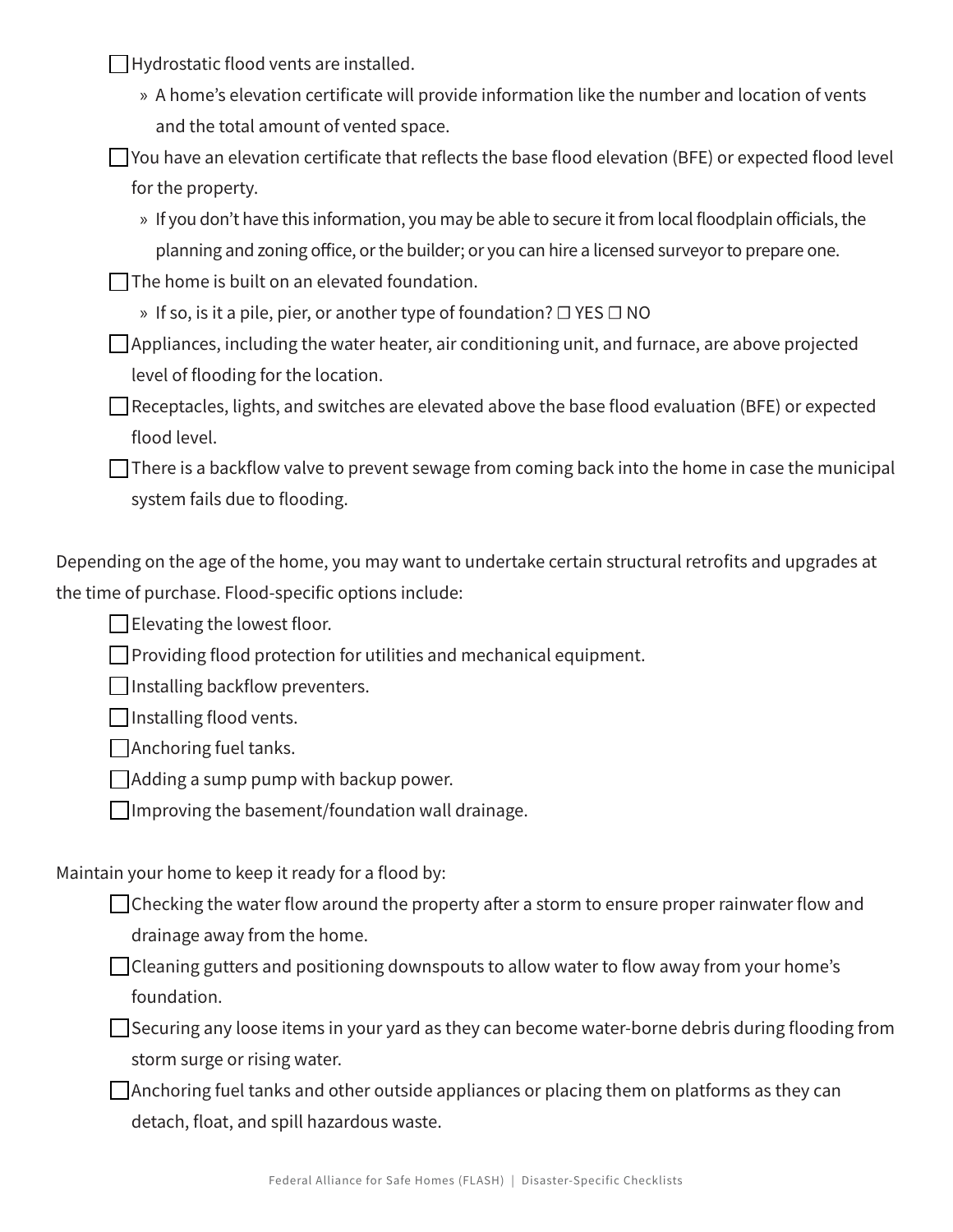- [ ] Hydrostatic flood vents are installed.
    - » A home's elevation certificate will provide information like the number and location of vents and the total amount of vented space.
- [ ] You have an elevation certificate that reflects the base flood elevation (BFE) or expected flood level for the property.
    - » If you don't have this information, you may be able to secure it from local floodplain officials, the planning and zoning office, or the builder; or you can hire a licensed surveyor to prepare one.
- [ ] The home is built on an elevated foundation.
    - » If so, is it a pile, pier, or another type of foundation? ☐ YES ☐ NO
- [ ] Appliances, including the water heater, air conditioning unit, and furnace, are above projected level of flooding for the location.
- [ ] Receptacles, lights, and switches are elevated above the base flood evaluation (BFE) or expected flood level.
- [ ] There is a backflow valve to prevent sewage from coming back into the home in case the municipal system fails due to flooding.

Depending on the age of the home, you may want to undertake certain structural retrofits and upgrades at the time of purchase. Flood-specific options include:

- [ ] Elevating the lowest floor.
- [ ] Providing flood protection for utilities and mechanical equipment.
- [ ] Installing backflow preventers.
- [ ] Installing flood vents.
- [ ] Anchoring fuel tanks.
- [ ] Adding a sump pump with backup power.
- [ ] Improving the basement/foundation wall drainage.

Maintain your home to keep it ready for a flood by:

- [ ] Checking the water flow around the property after a storm to ensure proper rainwater flow and drainage away from the home.
- [ ] Cleaning gutters and positioning downspouts to allow water to flow away from your home's foundation.
- [ ] Securing any loose items in your yard as they can become water-borne debris during flooding from storm surge or rising water.
- [ ] Anchoring fuel tanks and other outside appliances or placing them on platforms as they can detach, float, and spill hazardous waste.